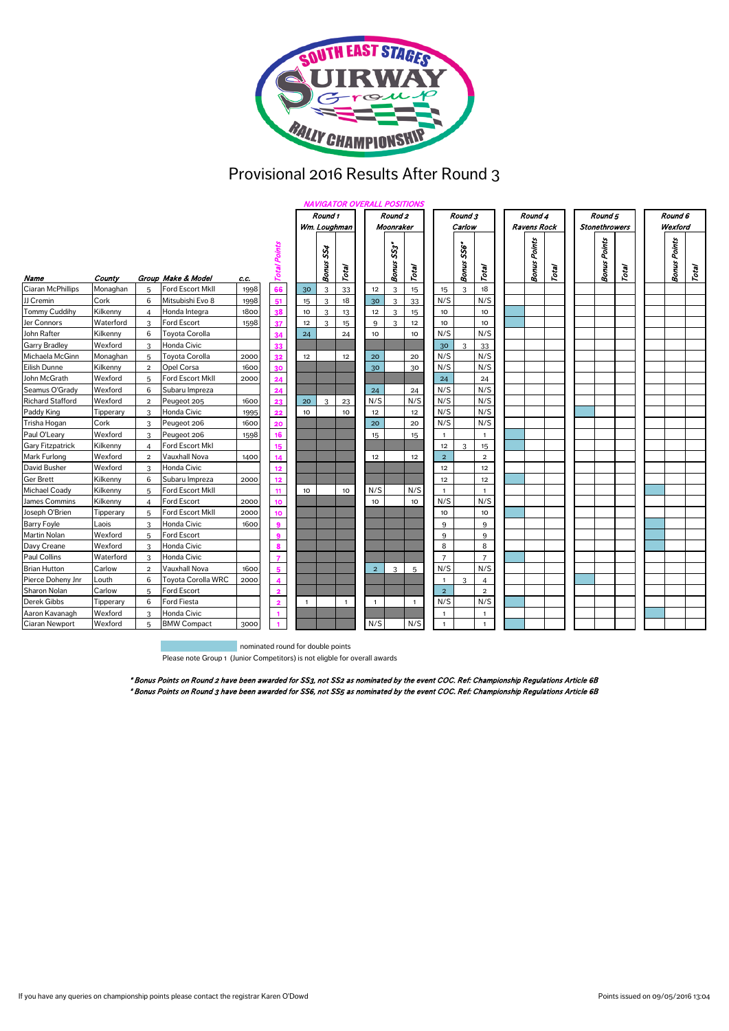SOUTH EAST STAGES SUIRWAY Group RALLY CHAMPIONSHIP

# Provisional 2016 Results After Round 3

## NAVIGATOR OVERALL POSITIONS

| Name | County | Group | Make & Model | c.c. | Total Points | Round 1 Wm. Loughman | Bonus SS4 | Total | Round 2 Moonraker | Bonus SS3* | Total | Round 3 Carlow | Bonus SS6* | Total | Round 4 Ravens Rock | Bonus Points | Total | Round 5 Stonethrowers | Bonus Points | Total | Round 6 Wexford | Bonus Points | Total |
|---|---|---|---|---|---|---|---|---|---|---|---|---|---|---|---|---|---|---|---|---|---|---|---|
| Ciaran McPhillips | Monaghan | 5 | Ford Escort MkII | 1998 | 66 | 30 | 3 | 33 | 12 | 3 | 15 | 15 | 3 | 18 | | | | | | | | | |
| JJ Cremin | Cork | 6 | Mitsubishi Evo 8 | 1998 | 51 | 15 | 3 | 18 | 30 | 3 | 33 | N/S | | N/S | | | | | | | | | |
| Tommy Cuddihy | Kilkenny | 4 | Honda Integra | 1800 | 38 | 10 | 3 | 13 | 12 | 3 | 15 | 10 | | 10 | | | | | | | | | |
| Jer Connors | Waterford | 3 | Ford Escort | 1598 | 37 | 12 | 3 | 15 | 9 | 3 | 12 | 10 | | 10 | | | | | | | | | |
| John Rafter | Kilkenny | 6 | Toyota Corolla | | 34 | 24 | | 24 | 10 | | 10 | N/S | | N/S | | | | | | | | | |
| Garry Bradley | Wexford | 3 | Honda Civic | | 33 | | | | | | | 30 | 3 | 33 | | | | | | | | | |
| Michaela McGinn | Monaghan | 5 | Toyota Corolla | 2000 | 32 | 12 | | 12 | 20 | | 20 | N/S | | N/S | | | | | | | | | |
| Eilish Dunne | Kilkenny | 2 | Opel Corsa | 1600 | 30 | | | | 30 | | 30 | N/S | | N/S | | | | | | | | | |
| John McGrath | Wexford | 5 | Ford Escort MkII | 2000 | 24 | | | | | | | 24 | | 24 | | | | | | | | | |
| Seamus O'Grady | Wexford | 6 | Subaru Impreza | | 24 | | | | 24 | | 24 | N/S | | N/S | | | | | | | | | |
| Richard Stafford | Wexford | 2 | Peugeot 205 | 1600 | 23 | 20 | 3 | 23 | N/S | | N/S | N/S | | N/S | | | | | | | | | |
| Paddy King | Tipperary | 3 | Honda Civic | 1995 | 22 | 10 | | 10 | 12 | | 12 | N/S | | N/S | | | | | | | | | |
| Trisha Hogan | Cork | 3 | Peugeot 206 | 1600 | 20 | | | | 20 | | 20 | N/S | | N/S | | | | | | | | | |
| Paul O'Leary | Wexford | 3 | Peugeot 206 | 1598 | 16 | | | | 15 | | 15 | 1 | | 1 | | | | | | | | | |
| Gary Fitzpatrick | Kilkenny | 4 | Ford Escort MkI | | 15 | | | | | | | 12 | 3 | 15 | | | | | | | | | |
| Mark Furlong | Wexford | 2 | Vauxhall Nova | 1400 | 14 | | | | 12 | | 12 | 2 | | 2 | | | | | | | | | |
| David Busher | Wexford | 3 | Honda Civic | | 12 | | | | | | | 12 | | 12 | | | | | | | | | |
| Ger Brett | Kilkenny | 6 | Subaru Impreza | 2000 | 12 | | | | | | | 12 | | 12 | | | | | | | | | |
| Michael Coady | Kilkenny | 5 | Ford Escort MkII | | 11 | 10 | | 10 | N/S | | N/S | 1 | | 1 | | | | | | | | | |
| James Commins | Kilkenny | 4 | Ford Escort | 2000 | 10 | | | | 10 | | 10 | N/S | | N/S | | | | | | | | | |
| Joseph O'Brien | Tipperary | 5 | Ford Escort MkII | 2000 | 10 | | | | | | | 10 | | 10 | | | | | | | | | |
| Barry Foyle | Laois | 3 | Honda Civic | 1600 | 9 | | | | | | | 9 | | 9 | | | | | | | | | |
| Martin Nolan | Wexford | 5 | Ford Escort | | 9 | | | | | | | 9 | | 9 | | | | | | | | | |
| Davy Creane | Wexford | 3 | Honda Civic | | 8 | | | | | | | 8 | | 8 | | | | | | | | | |
| Paul Collins | Waterford | 3 | Honda Civic | | 7 | | | | | | | 7 | | 7 | | | | | | | | | |
| Brian Hutton | Carlow | 2 | Vauxhall Nova | 1600 | 5 | | | | 2 | 3 | 5 | N/S | | N/S | | | | | | | | | |
| Pierce Doheny Jnr | Louth | 6 | Toyota Corolla WRC | 2000 | 4 | | | | | | | 1 | 3 | 4 | | | | | | | | | |
| Sharon Nolan | Carlow | 5 | Ford Escort | | 2 | | | | | | | 2 | | 2 | | | | | | | | | |
| Derek Gibbs | Tipperary | 6 | Ford Fiesta | | 2 | 1 | | 1 | 1 | | 1 | N/S | | N/S | | | | | | | | | |
| Aaron Kavanagh | Wexford | 3 | Honda Civic | | 1 | | | | | | | 1 | | 1 | | | | | | | | | |
| Ciaran Newport | Wexford | 5 | BMW Compact | 3000 | 1 | | | | N/S | | N/S | 1 | | 1 | | | | | | | | | |

(shaded) nominated round for double points

Please note Group 1 (Junior Competitors) is not eligble for overall awards

*\* Bonus Points on Round 2 have been awarded for SS3, not SS2 as nominated by the event COC. Ref: Championship Regulations Article 6B*

*\* Bonus Points on Round 3 have been awarded for SS6, not SS5 as nominated by the event COC. Ref: Championship Regulations Article 6B*

If you have any queries on championship points please contact the registrar Karen O'Dowd

Points issued on 09/05/2016 13:04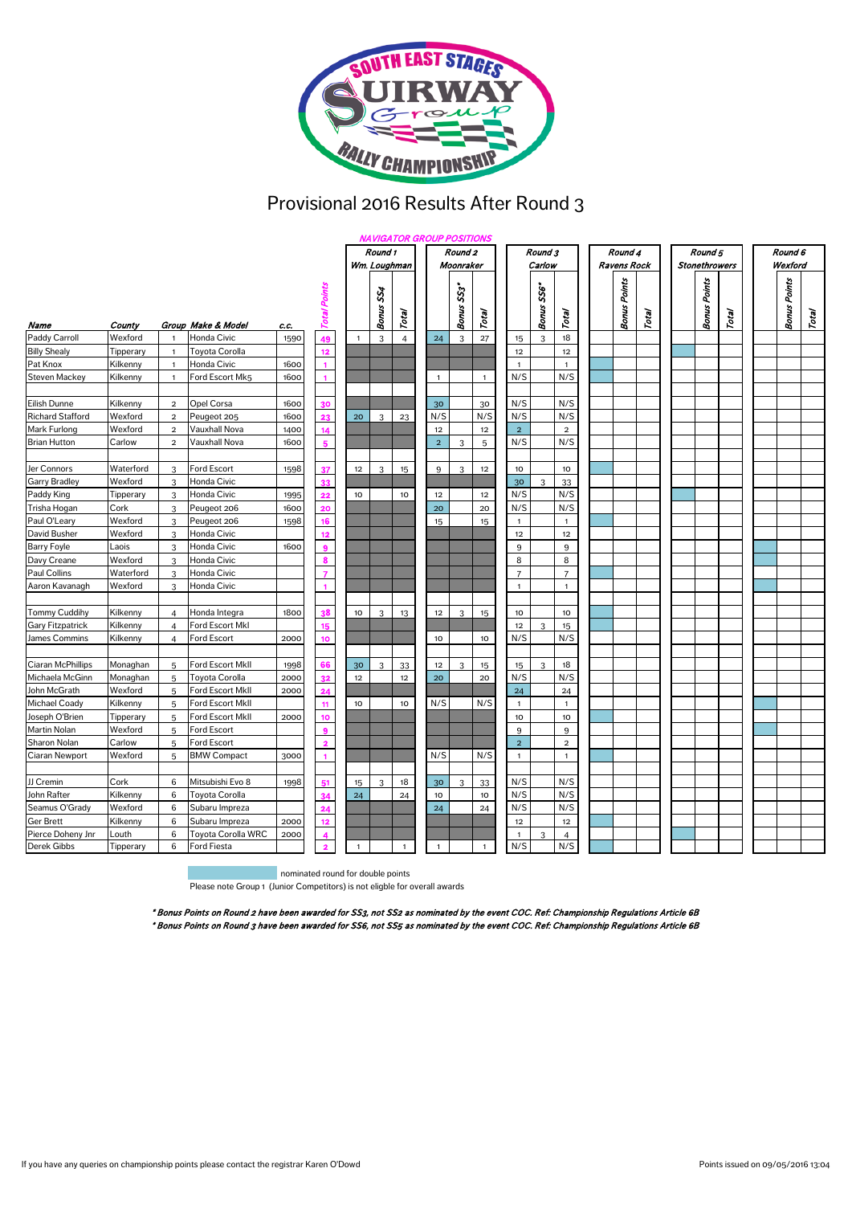# Provisional 2016 Results After Round 3

| Name | County | Group | Make & Model | c.c. | Total Points | Round 1 Wm. Loughman | Bonus SS4 | Total | Round 2 Moonraker | Bonus SS3* | Total | Round 3 Carlow | Bonus SS6* | Total | Round 4 Ravens Rock | Bonus Points | Total | Round 5 Stonethrowers | Bonus Points | Total | Round 6 Wexford | Bonus Points | Total |
|---|---|---|---|---|---|---|---|---|---|---|---|---|---|---|---|---|---|---|---|---|---|---|---|
| Paddy Carroll | Wexford | 1 | Honda Civic | 1590 | 49 | 1 | 3 | 4 | 24 | 3 | 27 | 15 | 3 | 18 | | | | | | | | | |
| Billy Shealy | Tipperary | 1 | Toyota Corolla | | 12 | | | | | | | 12 | | 12 | | | | | | | | | |
| Pat Knox | Kilkenny | 1 | Honda Civic | 1600 | 1 | | | | | | | 1 | | 1 | | | | | | | | | |
| Steven Mackey | Kilkenny | 1 | Ford Escort Mk5 | 1600 | 1 | | | | 1 | | 1 | N/S | | N/S | | | | | | | | | |
| | | | | | | | | | | | | | | | | | | | | | | | |
| Eilish Dunne | Kilkenny | 2 | Opel Corsa | 1600 | 30 | | | | 30 | | 30 | N/S | | N/S | | | | | | | | | |
| Richard Stafford | Wexford | 2 | Peugeot 205 | 1600 | 23 | 20 | 3 | 23 | N/S | | N/S | N/S | | N/S | | | | | | | | | |
| Mark Furlong | Wexford | 2 | Vauxhall Nova | 1400 | 14 | | | | 12 | | 12 | 2 | | 2 | | | | | | | | | |
| Brian Hutton | Carlow | 2 | Vauxhall Nova | 1600 | 5 | | | | 2 | 3 | 5 | N/S | | N/S | | | | | | | | | |
| | | | | | | | | | | | | | | | | | | | | | | | |
| Jer Connors | Waterford | 3 | Ford Escort | 1598 | 37 | 12 | 3 | 15 | 9 | 3 | 12 | 10 | | 10 | | | | | | | | | |
| Garry Bradley | Wexford | 3 | Honda Civic | | 33 | | | | | | | 30 | 3 | 33 | | | | | | | | | |
| Paddy King | Tipperary | 3 | Honda Civic | 1995 | 22 | 10 | | 10 | 12 | | 12 | N/S | | N/S | | | | | | | | | |
| Trisha Hogan | Cork | 3 | Peugeot 206 | 1600 | 20 | | | | 20 | | 20 | N/S | | N/S | | | | | | | | | |
| Paul O'Leary | Wexford | 3 | Peugeot 206 | 1598 | 16 | | | | 15 | | 15 | 1 | | 1 | | | | | | | | | |
| David Busher | Wexford | 3 | Honda Civic | | 12 | | | | | | | 12 | | 12 | | | | | | | | | |
| Barry Foyle | Laois | 3 | Honda Civic | 1600 | 9 | | | | | | | 9 | | 9 | | | | | | | | | |
| Davy Creane | Wexford | 3 | Honda Civic | | 8 | | | | | | | 8 | | 8 | | | | | | | | | |
| Paul Collins | Waterford | 3 | Honda Civic | | 7 | | | | | | | 7 | | 7 | | | | | | | | | |
| Aaron Kavanagh | Wexford | 3 | Honda Civic | | 1 | | | | | | | 1 | | 1 | | | | | | | | | |
| | | | | | | | | | | | | | | | | | | | | | | | |
| Tommy Cuddihy | Kilkenny | 4 | Honda Integra | 1800 | 38 | 10 | 3 | 13 | 12 | 3 | 15 | 10 | | 10 | | | | | | | | | |
| Gary Fitzpatrick | Kilkenny | 4 | Ford Escort MkI | | 15 | | | | | | | 12 | 3 | 15 | | | | | | | | | |
| James Commins | Kilkenny | 4 | Ford Escort | 2000 | 10 | | | | 10 | | 10 | N/S | | N/S | | | | | | | | | |
| | | | | | | | | | | | | | | | | | | | | | | | |
| Ciaran McPhillips | Monaghan | 5 | Ford Escort MkII | 1998 | 66 | 30 | 3 | 33 | 12 | 3 | 15 | 15 | 3 | 18 | | | | | | | | | |
| Michaela McGinn | Monaghan | 5 | Toyota Corolla | 2000 | 32 | 12 | | 12 | 20 | | 20 | N/S | | N/S | | | | | | | | | |
| John McGrath | Wexford | 5 | Ford Escort MkII | 2000 | 24 | | | | | | | 24 | | 24 | | | | | | | | | |
| Michael Coady | Kilkenny | 5 | Ford Escort MkII | | 11 | 10 | | 10 | N/S | | N/S | 1 | | 1 | | | | | | | | | |
| Joseph O'Brien | Tipperary | 5 | Ford Escort MkII | 2000 | 10 | | | | | | | 10 | | 10 | | | | | | | | | |
| Martin Nolan | Wexford | 5 | Ford Escort | | 9 | | | | | | | 9 | | 9 | | | | | | | | | |
| Sharon Nolan | Carlow | 5 | Ford Escort | | 2 | | | | | | | 2 | | 2 | | | | | | | | | |
| Ciaran Newport | Wexford | 5 | BMW Compact | 3000 | 1 | | | | N/S | | N/S | 1 | | 1 | | | | | | | | | |
| | | | | | | | | | | | | | | | | | | | | | | | |
| JJ Cremin | Cork | 6 | Mitsubishi Evo 8 | 1998 | 51 | 15 | 3 | 18 | 30 | 3 | 33 | N/S | | N/S | | | | | | | | | |
| John Rafter | Kilkenny | 6 | Toyota Corolla | | 34 | 24 | | 24 | 10 | | 10 | N/S | | N/S | | | | | | | | | |
| Seamus O'Grady | Wexford | 6 | Subaru Impreza | | 24 | | | | 24 | | 24 | N/S | | N/S | | | | | | | | | |
| Ger Brett | Kilkenny | 6 | Subaru Impreza | 2000 | 12 | | | | | | | 12 | | 12 | | | | | | | | | |
| Pierce Doheny Jnr | Louth | 6 | Toyota Corolla WRC | 2000 | 4 | | | | | | | 1 | 3 | 4 | | | | | | | | | |
| Derek Gibbs | Tipperary | 6 | Ford Fiesta | | 2 | 1 | | 1 | 1 | | 1 | N/S | | N/S | | | | | | | | | |

NAVIGATOR GROUP POSITIONS

nominated round for double points

Please note Group 1 (Junior Competitors) is not eligble for overall awards

*\* Bonus Points on Round 2 have been awarded for SS3, not SS2 as nominated by the event COC. Ref: Championship Regulations Article 6B*

*\* Bonus Points on Round 3 have been awarded for SS6, not SS5 as nominated by the event COC. Ref: Championship Regulations Article 6B*

If you have any queries on championship points please contact the registrar Karen O'Dowd

Points issued on 09/05/2016 13:04